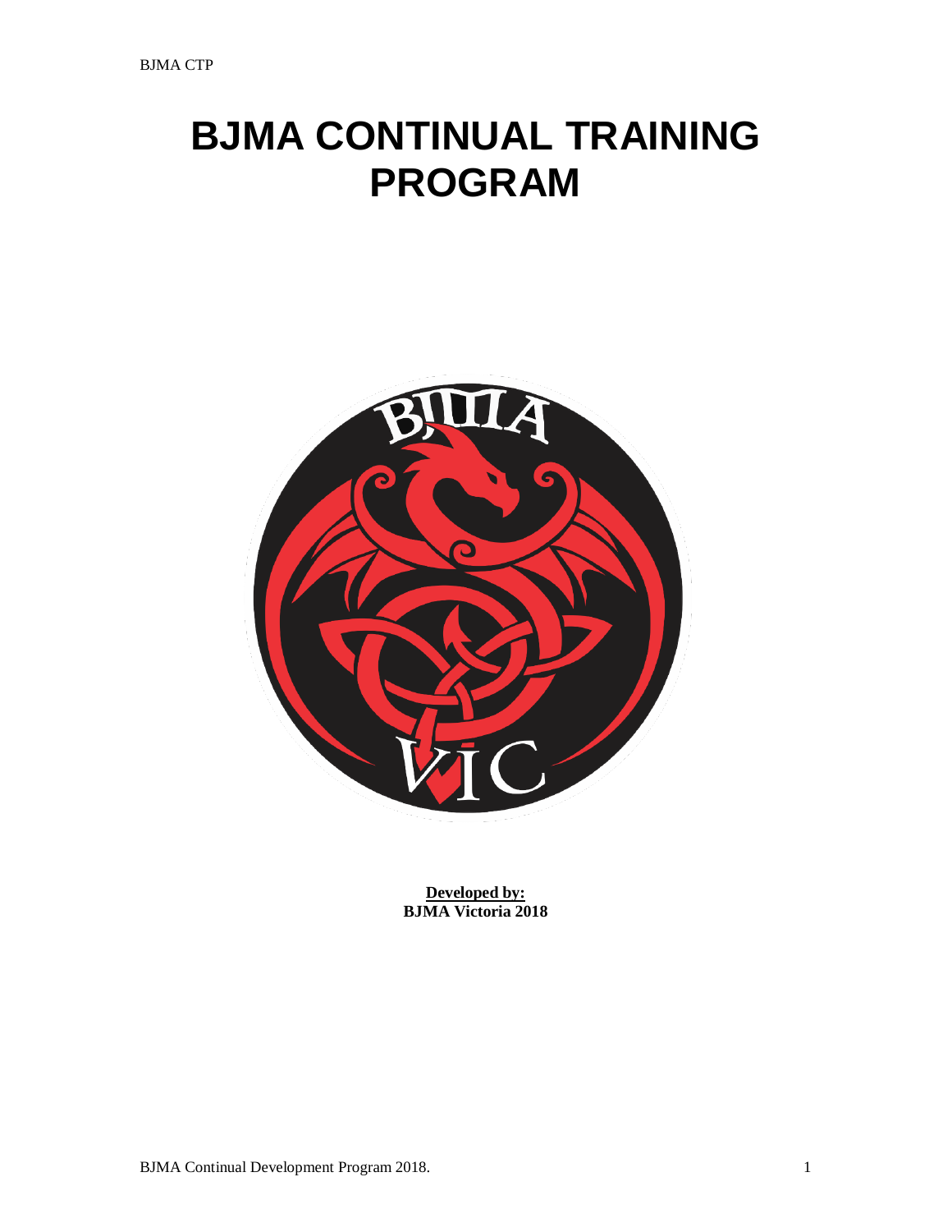# BJMA CONTINUAL TRAINING PROGRAM

**Developed by:**
**BJMA Victoria 2018**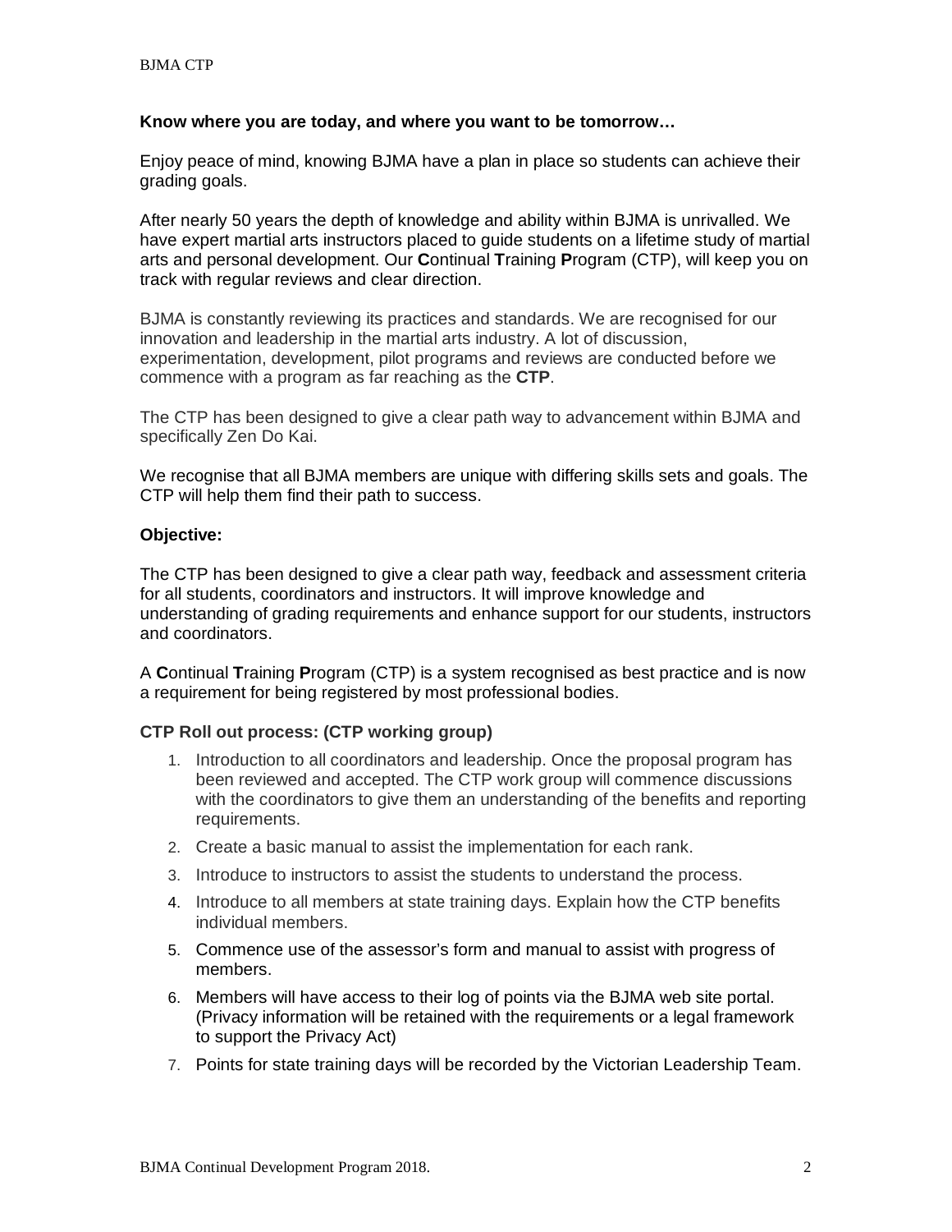**Know where you are today, and where you want to be tomorrow…**

Enjoy peace of mind, knowing BJMA have a plan in place so students can achieve their grading goals.

After nearly 50 years the depth of knowledge and ability within BJMA is unrivalled. We have expert martial arts instructors placed to guide students on a lifetime study of martial arts and personal development. Our **C**ontinual **T**raining **P**rogram (CTP), will keep you on track with regular reviews and clear direction.

BJMA is constantly reviewing its practices and standards. We are recognised for our innovation and leadership in the martial arts industry. A lot of discussion, experimentation, development, pilot programs and reviews are conducted before we commence with a program as far reaching as the **CTP**.

The CTP has been designed to give a clear path way to advancement within BJMA and specifically Zen Do Kai.

We recognise that all BJMA members are unique with differing skills sets and goals. The CTP will help them find their path to success.

**Objective:**

The CTP has been designed to give a clear path way, feedback and assessment criteria for all students, coordinators and instructors. It will improve knowledge and understanding of grading requirements and enhance support for our students, instructors and coordinators.

A **C**ontinual **T**raining **P**rogram (CTP) is a system recognised as best practice and is now a requirement for being registered by most professional bodies.

**CTP Roll out process: (CTP working group)**

1. Introduction to all coordinators and leadership. Once the proposal program has been reviewed and accepted. The CTP work group will commence discussions with the coordinators to give them an understanding of the benefits and reporting requirements.
2. Create a basic manual to assist the implementation for each rank.
3. Introduce to instructors to assist the students to understand the process.
4. Introduce to all members at state training days. Explain how the CTP benefits individual members.
5. Commence use of the assessor's form and manual to assist with progress of members.
6. Members will have access to their log of points via the BJMA web site portal. (Privacy information will be retained with the requirements or a legal framework to support the Privacy Act)
7. Points for state training days will be recorded by the Victorian Leadership Team.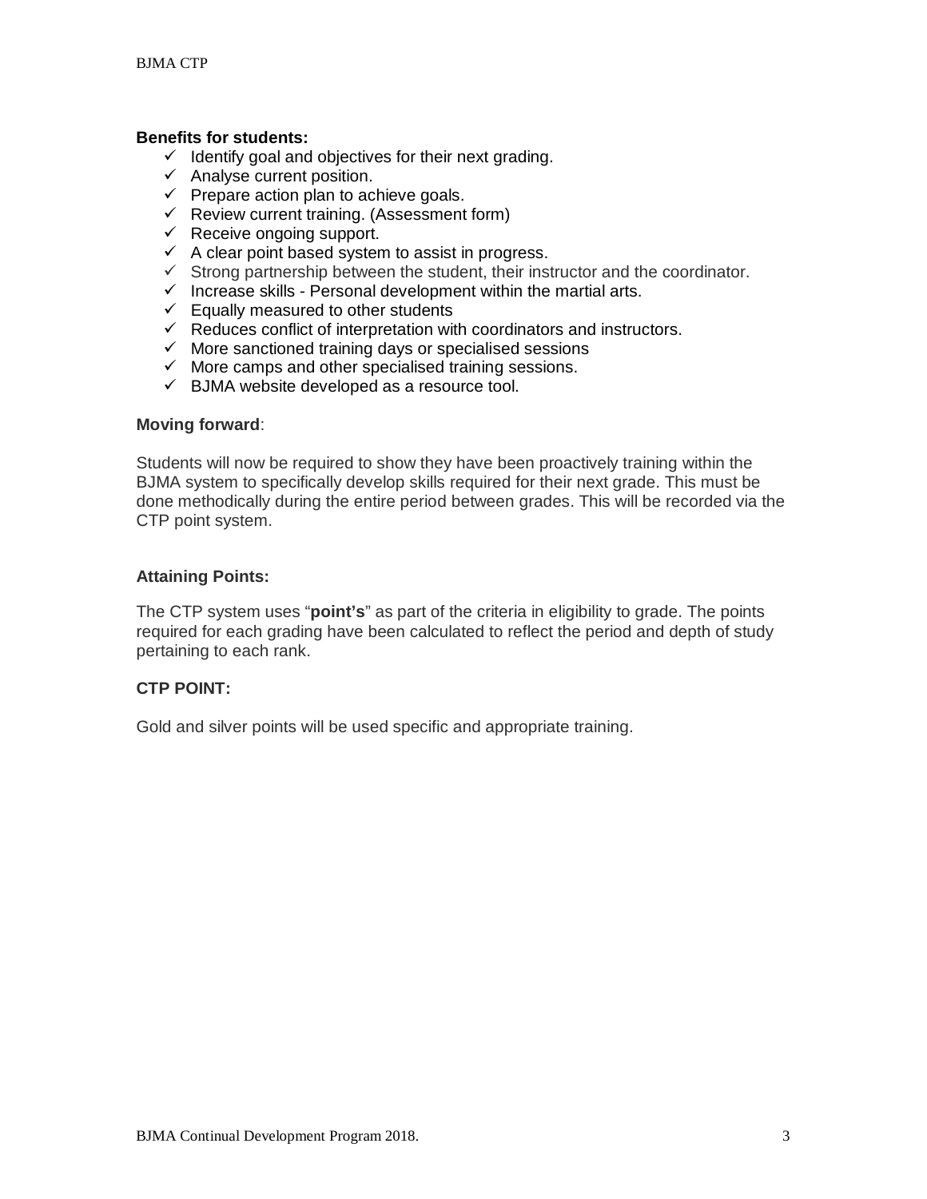**Benefits for students:**

- ✓ Identify goal and objectives for their next grading.
- ✓ Analyse current position.
- ✓ Prepare action plan to achieve goals.
- ✓ Review current training. (Assessment form)
- ✓ Receive ongoing support.
- ✓ A clear point based system to assist in progress.
- ✓ Strong partnership between the student, their instructor and the coordinator.
- ✓ Increase skills - Personal development within the martial arts.
- ✓ Equally measured to other students
- ✓ Reduces conflict of interpretation with coordinators and instructors.
- ✓ More sanctioned training days or specialised sessions
- ✓ More camps and other specialised training sessions.
- ✓ BJMA website developed as a resource tool.

**Moving forward**:

Students will now be required to show they have been proactively training within the BJMA system to specifically develop skills required for their next grade. This must be done methodically during the entire period between grades. This will be recorded via the CTP point system.

**Attaining Points:**

The CTP system uses "**point's**" as part of the criteria in eligibility to grade. The points required for each grading have been calculated to reflect the period and depth of study pertaining to each rank.

**CTP POINT:**

Gold and silver points will be used specific and appropriate training.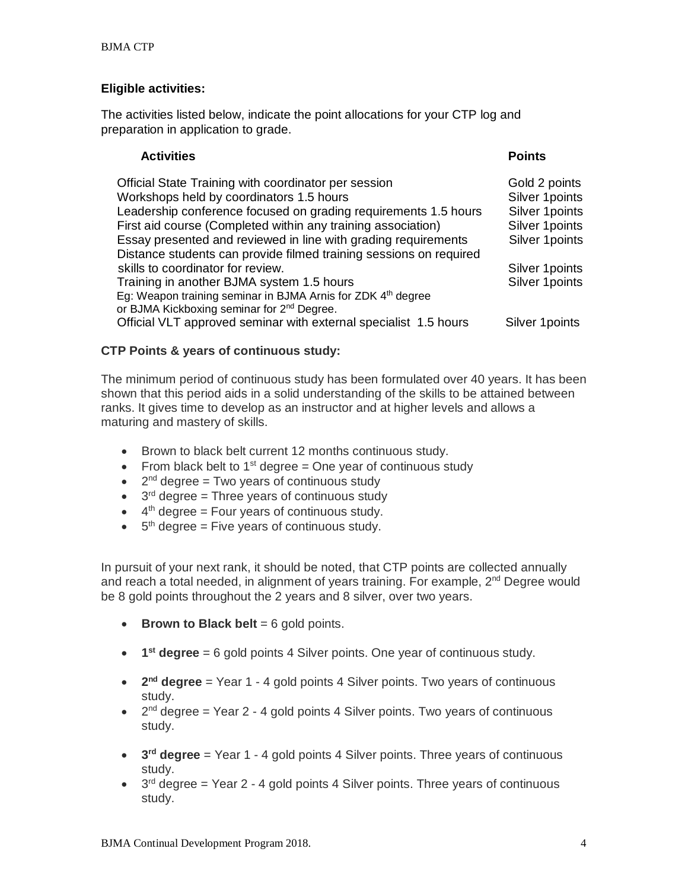**Eligible activities:**

The activities listed below, indicate the point allocations for your CTP log and preparation in application to grade.

| Activities | Points |
|---|---|
| Official State Training with coordinator per session | Gold 2 points |
| Workshops held by coordinators 1.5 hours | Silver 1points |
| Leadership conference focused on grading requirements 1.5 hours | Silver 1points |
| First aid course (Completed within any training association) | Silver 1points |
| Essay presented and reviewed in line with grading requirements | Silver 1points |
| Distance students can provide filmed training sessions on required skills to coordinator for review. | Silver 1points |
| Training in another BJMA system 1.5 hours<br>Eg: Weapon training seminar in BJMA Arnis for ZDK 4th degree or BJMA Kickboxing seminar for 2nd Degree. | Silver 1points |
| Official VLT approved seminar with external specialist 1.5 hours | Silver 1points |

**CTP Points & years of continuous study:**

The minimum period of continuous study has been formulated over 40 years. It has been shown that this period aids in a solid understanding of the skills to be attained between ranks. It gives time to develop as an instructor and at higher levels and allows a maturing and mastery of skills.

- Brown to black belt current 12 months continuous study.
- From black belt to 1st degree = One year of continuous study
- 2nd degree = Two years of continuous study
- 3rd degree = Three years of continuous study
- 4th degree = Four years of continuous study.
- 5th degree = Five years of continuous study.

In pursuit of your next rank, it should be noted, that CTP points are collected annually and reach a total needed, in alignment of years training. For example, 2nd Degree would be 8 gold points throughout the 2 years and 8 silver, over two years.

- **Brown to Black belt** = 6 gold points.
- **1st degree** = 6 gold points 4 Silver points. One year of continuous study.
- **2nd degree** = Year 1 - 4 gold points 4 Silver points. Two years of continuous study.
- 2nd degree = Year 2 - 4 gold points 4 Silver points. Two years of continuous study.
- **3rd degree** = Year 1 - 4 gold points 4 Silver points. Three years of continuous study.
- 3rd degree = Year 2 - 4 gold points 4 Silver points. Three years of continuous study.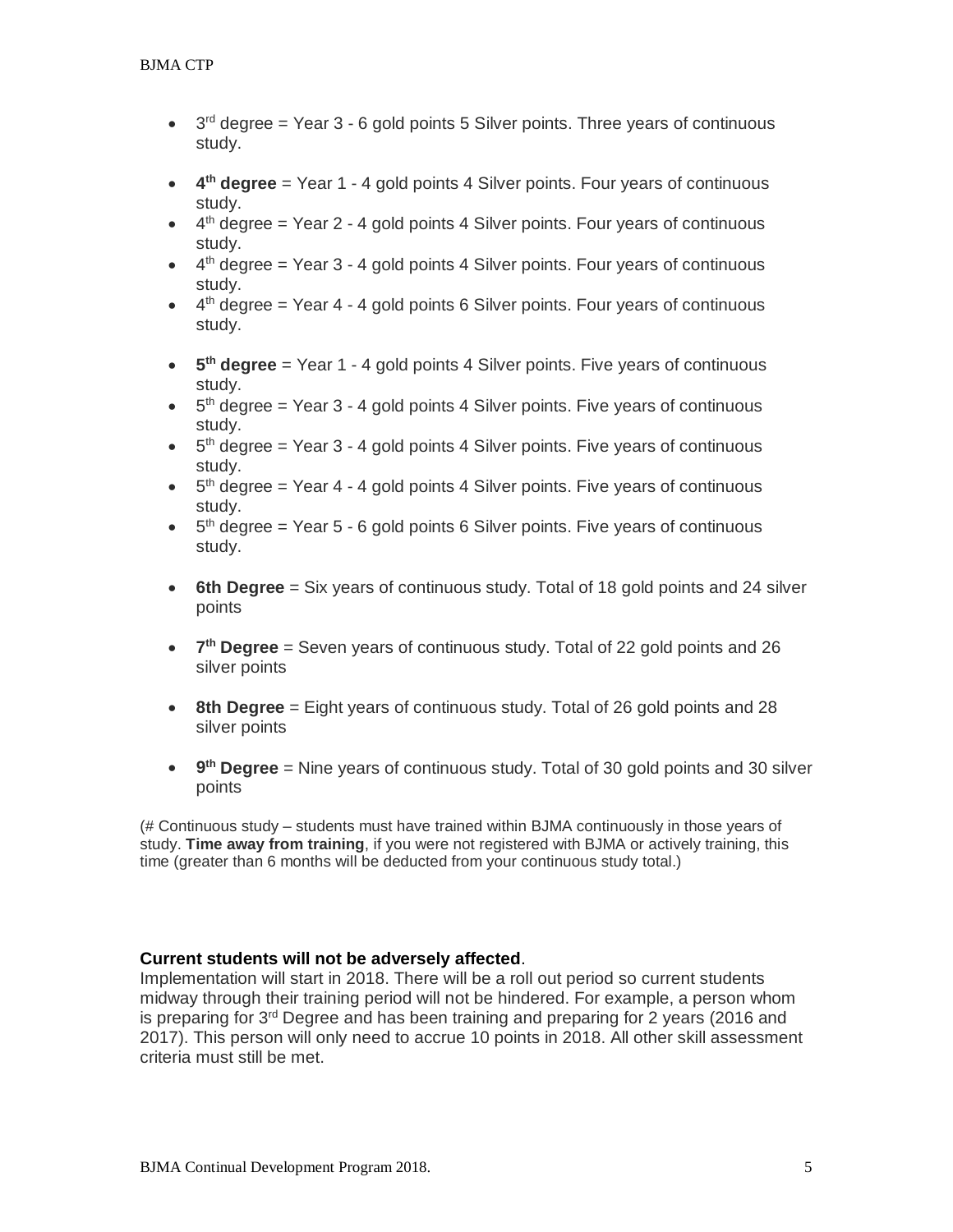- 3rd degree = Year 3 - 6 gold points 5 Silver points. Three years of continuous study.

- **4th degree** = Year 1 - 4 gold points 4 Silver points. Four years of continuous study.
- 4th degree = Year 2 - 4 gold points 4 Silver points. Four years of continuous study.
- 4th degree = Year 3 - 4 gold points 4 Silver points. Four years of continuous study.
- 4th degree = Year 4 - 4 gold points 6 Silver points. Four years of continuous study.

- **5th degree** = Year 1 - 4 gold points 4 Silver points. Five years of continuous study.
- 5th degree = Year 3 - 4 gold points 4 Silver points. Five years of continuous study.
- 5th degree = Year 3 - 4 gold points 4 Silver points. Five years of continuous study.
- 5th degree = Year 4 - 4 gold points 4 Silver points. Five years of continuous study.
- 5th degree = Year 5 - 6 gold points 6 Silver points. Five years of continuous study.

- **6th Degree** = Six years of continuous study. Total of 18 gold points and 24 silver points

- **7th Degree** = Seven years of continuous study. Total of 22 gold points and 26 silver points

- **8th Degree** = Eight years of continuous study. Total of 26 gold points and 28 silver points

- **9th Degree** = Nine years of continuous study. Total of 30 gold points and 30 silver points

(# Continuous study – students must have trained within BJMA continuously in those years of study. **Time away from training**, if you were not registered with BJMA or actively training, this time (greater than 6 months will be deducted from your continuous study total.)

**Current students will not be adversely affected**.
Implementation will start in 2018. There will be a roll out period so current students midway through their training period will not be hindered. For example, a person whom is preparing for 3rd Degree and has been training and preparing for 2 years (2016 and 2017). This person will only need to accrue 10 points in 2018. All other skill assessment criteria must still be met.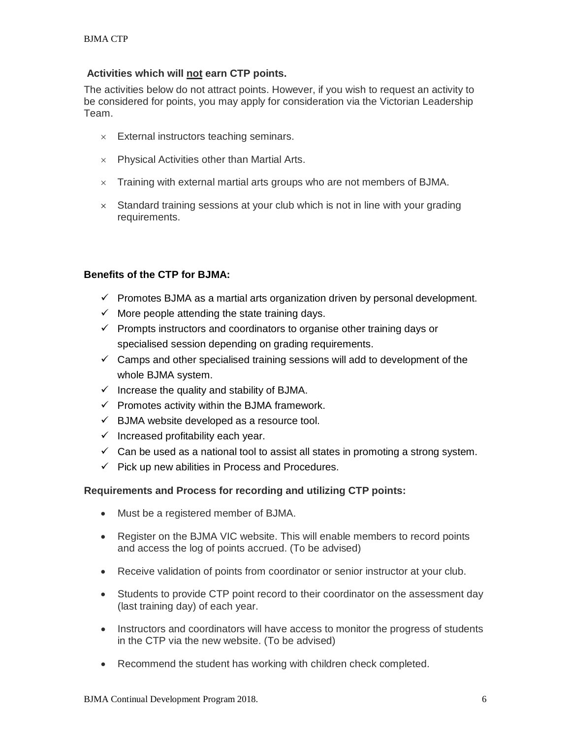**Activities which will not earn CTP points.**

The activities below do not attract points. However, if you wish to request an activity to be considered for points, you may apply for consideration via the Victorian Leadership Team.

- × External instructors teaching seminars.
- × Physical Activities other than Martial Arts.
- × Training with external martial arts groups who are not members of BJMA.
- × Standard training sessions at your club which is not in line with your grading requirements.

**Benefits of the CTP for BJMA:**

- ✓ Promotes BJMA as a martial arts organization driven by personal development.
- ✓ More people attending the state training days.
- ✓ Prompts instructors and coordinators to organise other training days or specialised session depending on grading requirements.
- ✓ Camps and other specialised training sessions will add to development of the whole BJMA system.
- ✓ Increase the quality and stability of BJMA.
- ✓ Promotes activity within the BJMA framework.
- ✓ BJMA website developed as a resource tool.
- ✓ Increased profitability each year.
- ✓ Can be used as a national tool to assist all states in promoting a strong system.
- ✓ Pick up new abilities in Process and Procedures.

**Requirements and Process for recording and utilizing CTP points:**

- Must be a registered member of BJMA.
- Register on the BJMA VIC website. This will enable members to record points and access the log of points accrued. (To be advised)
- Receive validation of points from coordinator or senior instructor at your club.
- Students to provide CTP point record to their coordinator on the assessment day (last training day) of each year.
- Instructors and coordinators will have access to monitor the progress of students in the CTP via the new website. (To be advised)
- Recommend the student has working with children check completed.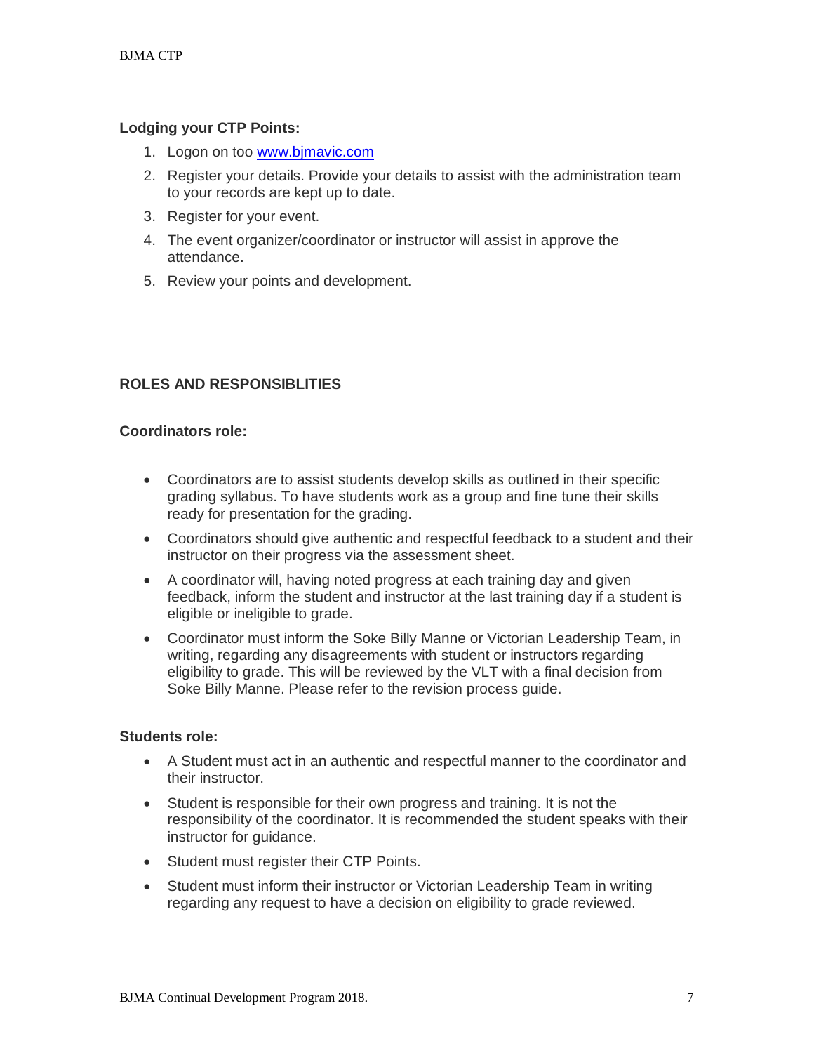**Lodging your CTP Points:**

1. Logon on too [www.bjmavic.com](www.bjmavic.com)
2. Register your details. Provide your details to assist with the administration team to your records are kept up to date.
3. Register for your event.
4. The event organizer/coordinator or instructor will assist in approve the attendance.
5. Review your points and development.

**ROLES AND RESPONSIBLITIES**

**Coordinators role:**

- Coordinators are to assist students develop skills as outlined in their specific grading syllabus. To have students work as a group and fine tune their skills ready for presentation for the grading.
- Coordinators should give authentic and respectful feedback to a student and their instructor on their progress via the assessment sheet.
- A coordinator will, having noted progress at each training day and given feedback, inform the student and instructor at the last training day if a student is eligible or ineligible to grade.
- Coordinator must inform the Soke Billy Manne or Victorian Leadership Team, in writing, regarding any disagreements with student or instructors regarding eligibility to grade. This will be reviewed by the VLT with a final decision from Soke Billy Manne. Please refer to the revision process guide.

**Students role:**

- A Student must act in an authentic and respectful manner to the coordinator and their instructor.
- Student is responsible for their own progress and training. It is not the responsibility of the coordinator. It is recommended the student speaks with their instructor for guidance.
- Student must register their CTP Points.
- Student must inform their instructor or Victorian Leadership Team in writing regarding any request to have a decision on eligibility to grade reviewed.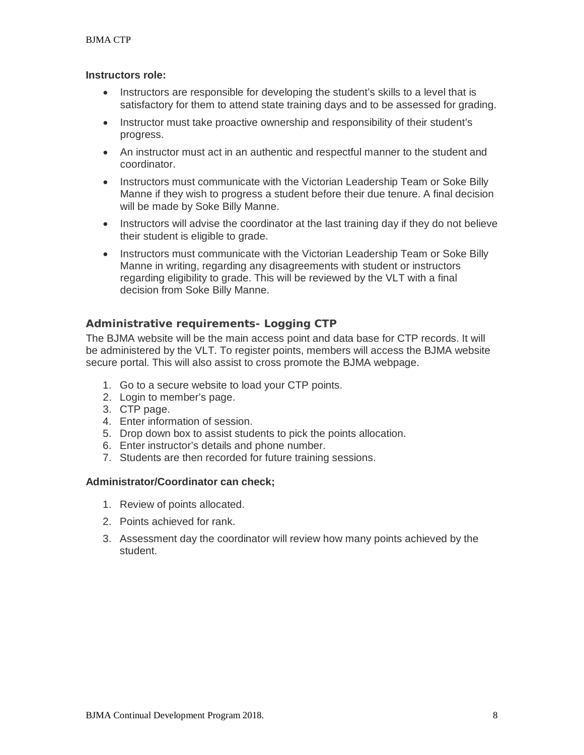**Instructors role:**

- Instructors are responsible for developing the student's skills to a level that is satisfactory for them to attend state training days and to be assessed for grading.
- Instructor must take proactive ownership and responsibility of their student's progress.
- An instructor must act in an authentic and respectful manner to the student and coordinator.
- Instructors must communicate with the Victorian Leadership Team or Soke Billy Manne if they wish to progress a student before their due tenure. A final decision will be made by Soke Billy Manne.
- Instructors will advise the coordinator at the last training day if they do not believe their student is eligible to grade.
- Instructors must communicate with the Victorian Leadership Team or Soke Billy Manne in writing, regarding any disagreements with student or instructors regarding eligibility to grade. This will be reviewed by the VLT with a final decision from Soke Billy Manne.

## Administrative requirements- Logging CTP

The BJMA website will be the main access point and data base for CTP records. It will be administered by the VLT. To register points, members will access the BJMA website secure portal. This will also assist to cross promote the BJMA webpage.

1. Go to a secure website to load your CTP points.
2. Login to member's page.
3. CTP page.
4. Enter information of session.
5. Drop down box to assist students to pick the points allocation.
6. Enter instructor's details and phone number.
7. Students are then recorded for future training sessions.

**Administrator/Coordinator can check;**

1. Review of points allocated.
2. Points achieved for rank.
3. Assessment day the coordinator will review how many points achieved by the student.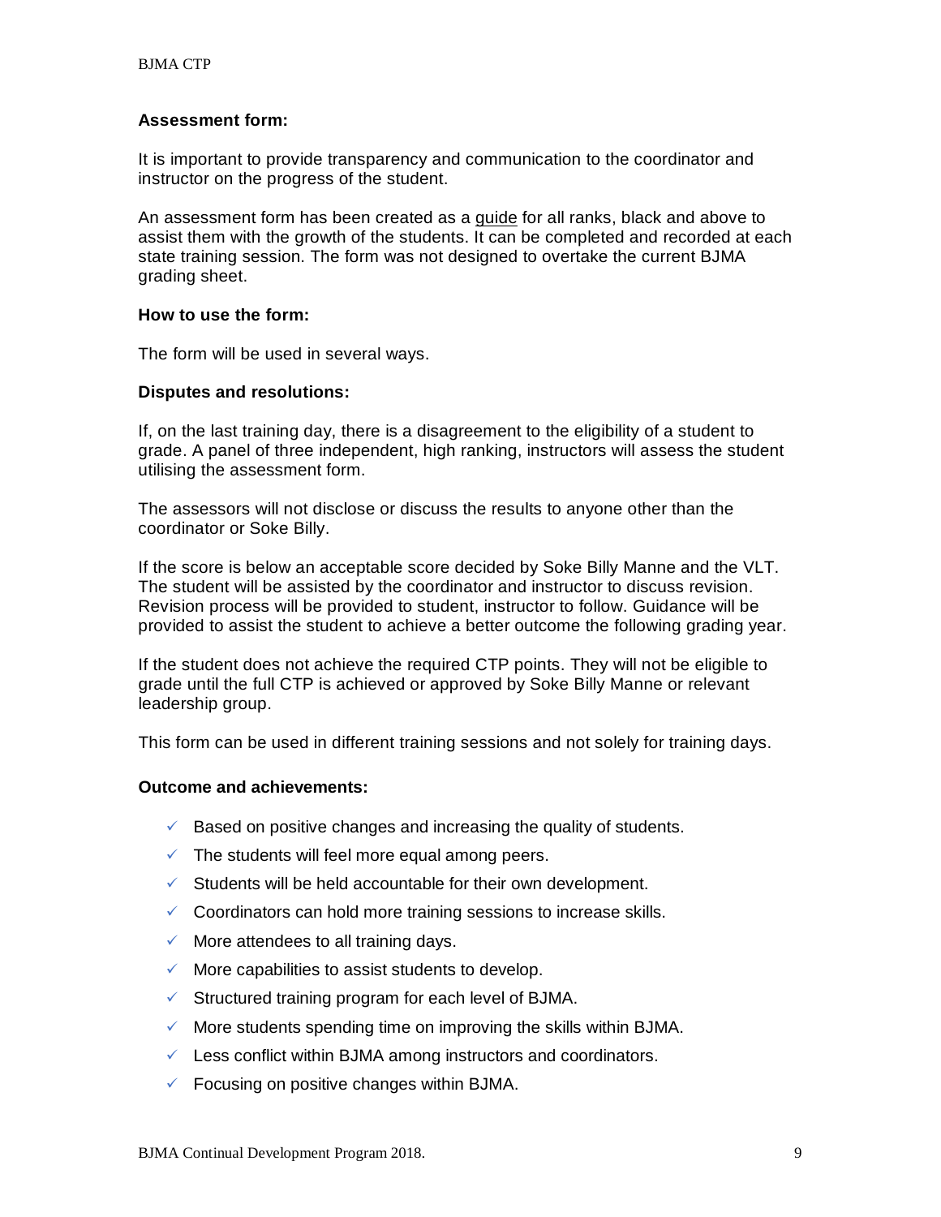**Assessment form:**

It is important to provide transparency and communication to the coordinator and instructor on the progress of the student.

An assessment form has been created as a guide for all ranks, black and above to assist them with the growth of the students. It can be completed and recorded at each state training session. The form was not designed to overtake the current BJMA grading sheet.

**How to use the form:**

The form will be used in several ways.

**Disputes and resolutions:**

If, on the last training day, there is a disagreement to the eligibility of a student to grade. A panel of three independent, high ranking, instructors will assess the student utilising the assessment form.

The assessors will not disclose or discuss the results to anyone other than the coordinator or Soke Billy.

If the score is below an acceptable score decided by Soke Billy Manne and the VLT. The student will be assisted by the coordinator and instructor to discuss revision. Revision process will be provided to student, instructor to follow. Guidance will be provided to assist the student to achieve a better outcome the following grading year.

If the student does not achieve the required CTP points. They will not be eligible to grade until the full CTP is achieved or approved by Soke Billy Manne or relevant leadership group.

This form can be used in different training sessions and not solely for training days.

**Outcome and achievements:**

- ✓ Based on positive changes and increasing the quality of students.
- ✓ The students will feel more equal among peers.
- ✓ Students will be held accountable for their own development.
- ✓ Coordinators can hold more training sessions to increase skills.
- ✓ More attendees to all training days.
- ✓ More capabilities to assist students to develop.
- ✓ Structured training program for each level of BJMA.
- ✓ More students spending time on improving the skills within BJMA.
- ✓ Less conflict within BJMA among instructors and coordinators.
- ✓ Focusing on positive changes within BJMA.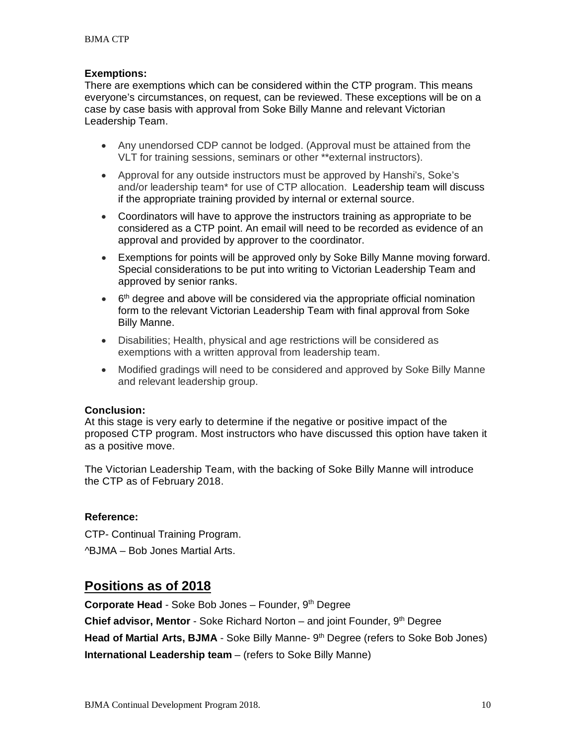**Exemptions:**
There are exemptions which can be considered within the CTP program. This means everyone's circumstances, on request, can be reviewed. These exceptions will be on a case by case basis with approval from Soke Billy Manne and relevant Victorian Leadership Team.

- Any unendorsed CDP cannot be lodged. (Approval must be attained from the VLT for training sessions, seminars or other **external instructors).
- Approval for any outside instructors must be approved by Hanshi's, Soke's and/or leadership team* for use of CTP allocation. Leadership team will discuss if the appropriate training provided by internal or external source.
- Coordinators will have to approve the instructors training as appropriate to be considered as a CTP point. An email will need to be recorded as evidence of an approval and provided by approver to the coordinator.
- Exemptions for points will be approved only by Soke Billy Manne moving forward. Special considerations to be put into writing to Victorian Leadership Team and approved by senior ranks.
- 6th degree and above will be considered via the appropriate official nomination form to the relevant Victorian Leadership Team with final approval from Soke Billy Manne.
- Disabilities; Health, physical and age restrictions will be considered as exemptions with a written approval from leadership team.
- Modified gradings will need to be considered and approved by Soke Billy Manne and relevant leadership group.

**Conclusion:**
At this stage is very early to determine if the negative or positive impact of the proposed CTP program. Most instructors who have discussed this option have taken it as a positive move.

The Victorian Leadership Team, with the backing of Soke Billy Manne will introduce the CTP as of February 2018.

**Reference:**

CTP- Continual Training Program.

^BJMA – Bob Jones Martial Arts.

## Positions as of 2018

**Corporate Head** - Soke Bob Jones – Founder, 9th Degree

**Chief advisor, Mentor** - Soke Richard Norton – and joint Founder, 9th Degree

**Head of Martial Arts, BJMA** - Soke Billy Manne- 9th Degree (refers to Soke Bob Jones)

**International Leadership team** – (refers to Soke Billy Manne)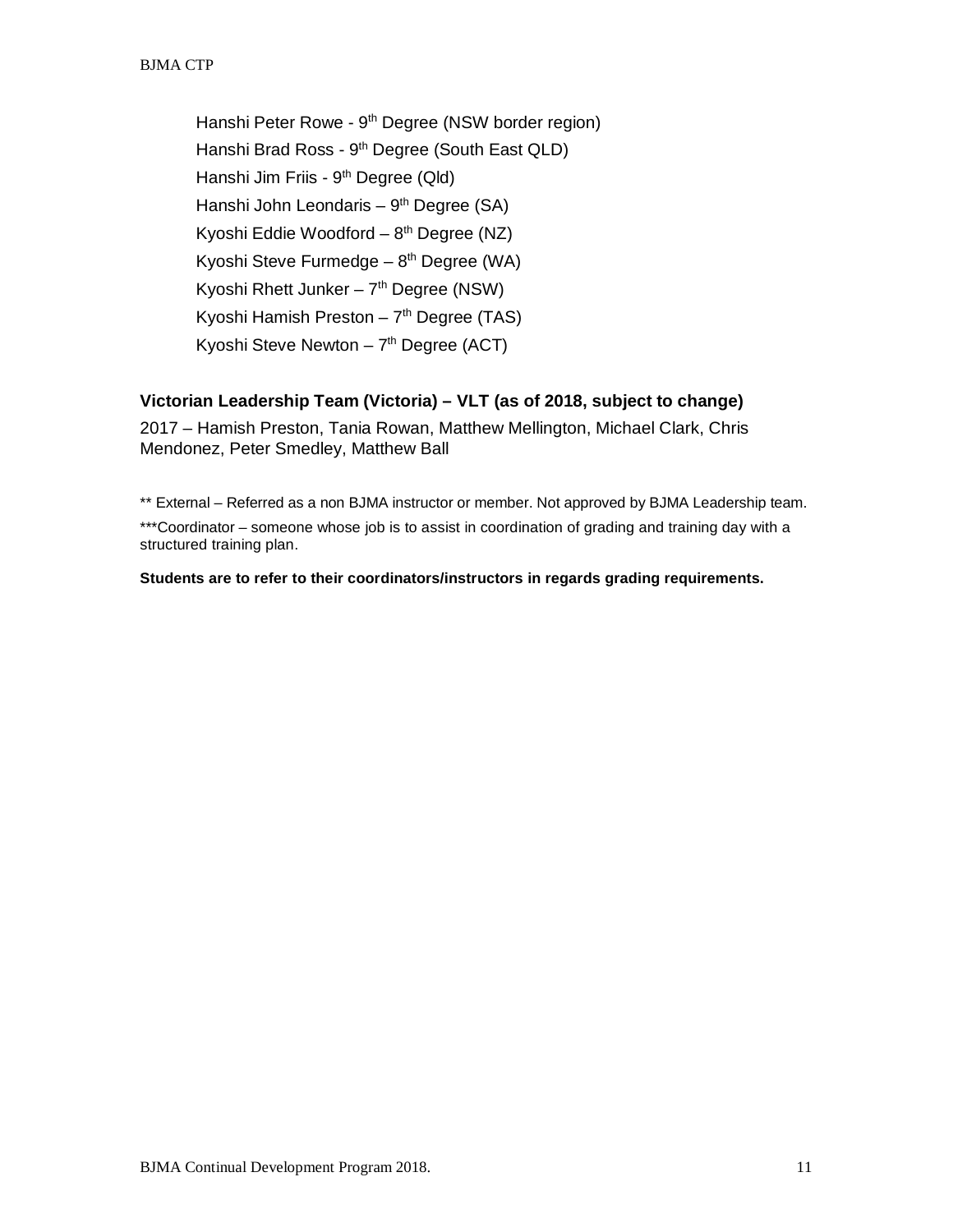Hanshi Peter Rowe - 9th Degree (NSW border region)
Hanshi Brad Ross - 9th Degree (South East QLD)
Hanshi Jim Friis - 9th Degree (Qld)
Hanshi John Leondaris – 9th Degree (SA)
Kyoshi Eddie Woodford – 8th Degree (NZ)
Kyoshi Steve Furmedge – 8th Degree (WA)
Kyoshi Rhett Junker – 7th Degree (NSW)
Kyoshi Hamish Preston – 7th Degree (TAS)
Kyoshi Steve Newton – 7th Degree (ACT)

### Victorian Leadership Team (Victoria) – VLT (as of 2018, subject to change)

2017 – Hamish Preston, Tania Rowan, Matthew Mellington, Michael Clark, Chris Mendonez, Peter Smedley, Matthew Ball

** External – Referred as a non BJMA instructor or member. Not approved by BJMA Leadership team.

***Coordinator – someone whose job is to assist in coordination of grading and training day with a structured training plan.

**Students are to refer to their coordinators/instructors in regards grading requirements.**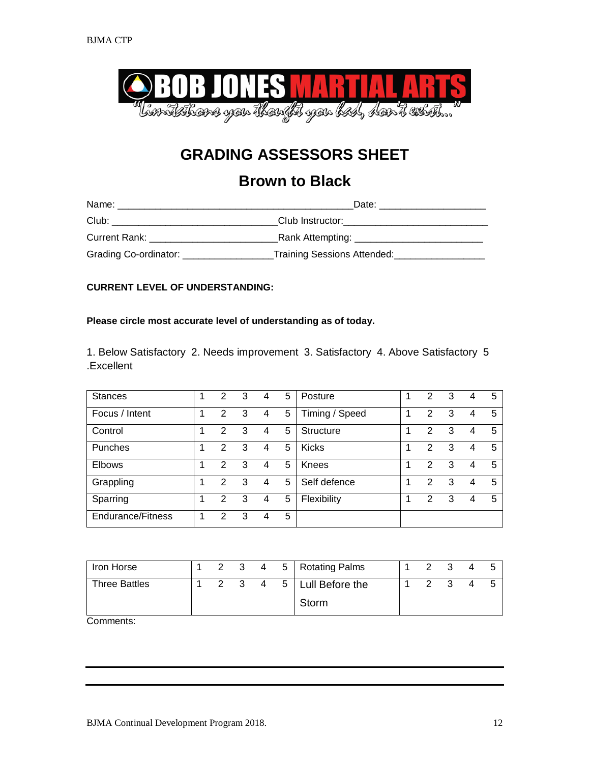# GRADING ASSESSORS SHEET

## Brown to Black

Name: ____________________________________________ Date: ____________________

Club: ______________________________ Club Instructor: __________________________

Current Rank: _______________________ Rank Attempting: _______________________

Grading Co-ordinator: ________________ Training Sessions Attended: ________________

**CURRENT LEVEL OF UNDERSTANDING:**

**Please circle most accurate level of understanding as of today.**

1. Below Satisfactory 2. Needs improvement 3. Satisfactory 4. Above Satisfactory 5 .Excellent

| Stances | 1 | 2 | 3 | 4 | 5 | Posture | 1 | 2 | 3 | 4 | 5 |
|---|---|---|---|---|---|---|---|---|---|---|---|
| Focus / Intent | 1 | 2 | 3 | 4 | 5 | Timing / Speed | 1 | 2 | 3 | 4 | 5 |
| Control | 1 | 2 | 3 | 4 | 5 | Structure | 1 | 2 | 3 | 4 | 5 |
| Punches | 1 | 2 | 3 | 4 | 5 | Kicks | 1 | 2 | 3 | 4 | 5 |
| Elbows | 1 | 2 | 3 | 4 | 5 | Knees | 1 | 2 | 3 | 4 | 5 |
| Grappling | 1 | 2 | 3 | 4 | 5 | Self defence | 1 | 2 | 3 | 4 | 5 |
| Sparring | 1 | 2 | 3 | 4 | 5 | Flexibility | 1 | 2 | 3 | 4 | 5 |
| Endurance/Fitness | 1 | 2 | 3 | 4 | 5 | | | | | | |

| Iron Horse | 1 | 2 | 3 | 4 | 5 | Rotating Palms | 1 | 2 | 3 | 4 | 5 |
|---|---|---|---|---|---|---|---|---|---|---|---|
| Three Battles | 1 | 2 | 3 | 4 | 5 | Lull Before the Storm | 1 | 2 | 3 | 4 | 5 |

Comments: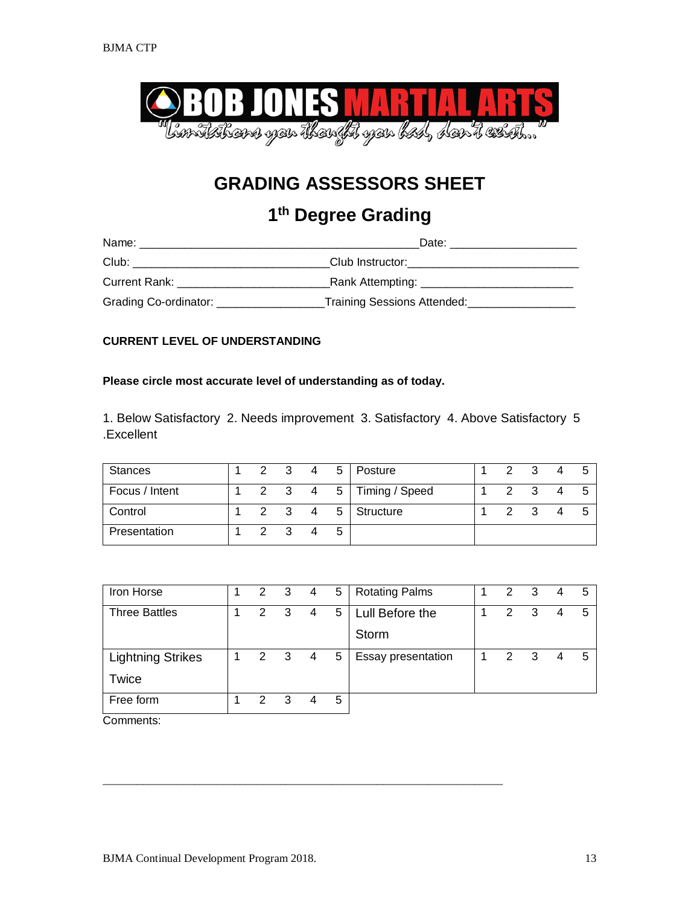# GRADING ASSESSORS SHEET

## 1th Degree Grading

Name: ___________________________________________Date: ____________________

Club: ______________________________Club Instructor:__________________________

Current Rank: _______________________Rank Attempting: _______________________

Grading Co-ordinator: ________________Training Sessions Attended:________________

**CURRENT LEVEL OF UNDERSTANDING**

**Please circle most accurate level of understanding as of today.**

1. Below Satisfactory 2. Needs improvement 3. Satisfactory 4. Above Satisfactory 5 .Excellent

| Stances | 1 2 3 4 5 | Posture | 1 2 3 4 5 |
|---|---|---|---|
| Focus / Intent | 1 2 3 4 5 | Timing / Speed | 1 2 3 4 5 |
| Control | 1 2 3 4 5 | Structure | 1 2 3 4 5 |
| Presentation | 1 2 3 4 5 | | |

| Iron Horse | 1 2 3 4 5 | Rotating Palms | 1 2 3 4 5 |
|---|---|---|---|
| Three Battles | 1 2 3 4 5 | Lull Before the Storm | 1 2 3 4 5 |
| Lightning Strikes Twice | 1 2 3 4 5 | Essay presentation | 1 2 3 4 5 |
| Free form | 1 2 3 4 5 | | |

Comments:

_______________________________________________________________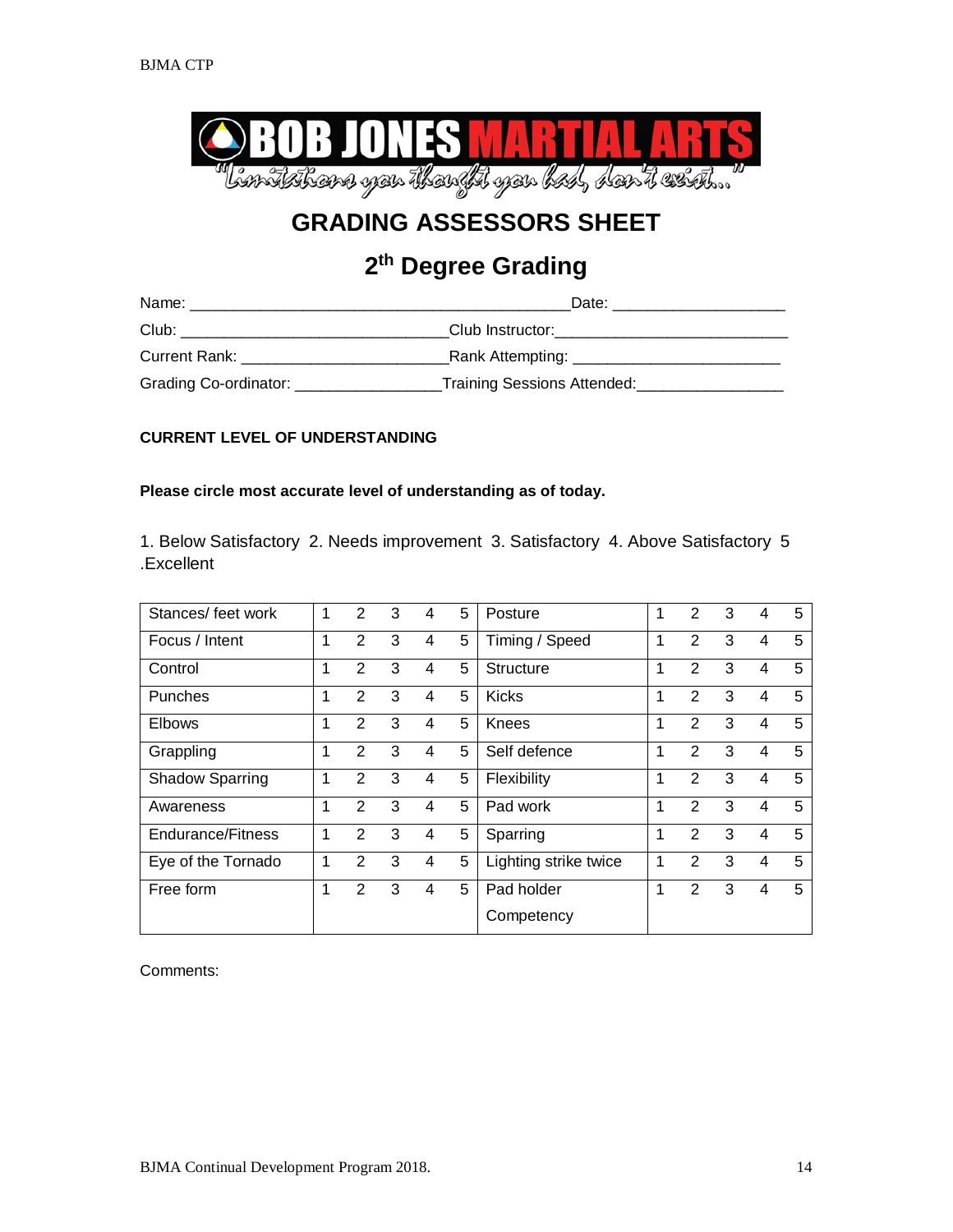BOB JONES MARTIAL ARTS

"Limitations you thought you had, don't exist..."

# GRADING ASSESSORS SHEET

## 2th Degree Grading

Name: _____________________________________________Date: ____________________

Club: _______________________________Club Instructor:___________________________

Current Rank: _______________________Rank Attempting: _______________________

Grading Co-ordinator: ________________Training Sessions Attended:________________

**CURRENT LEVEL OF UNDERSTANDING**

**Please circle most accurate level of understanding as of today.**

1. Below Satisfactory 2. Needs improvement 3. Satisfactory 4. Above Satisfactory 5 .Excellent

| | | | | | | | | | | |
|---|---|---|---|---|---|---|---|---|---|---|
| Stances/ feet work | 1 | 2 | 3 | 4 | 5 | Posture | 1 | 2 | 3 | 4 | 5 |
| Focus / Intent | 1 | 2 | 3 | 4 | 5 | Timing / Speed | 1 | 2 | 3 | 4 | 5 |
| Control | 1 | 2 | 3 | 4 | 5 | Structure | 1 | 2 | 3 | 4 | 5 |
| Punches | 1 | 2 | 3 | 4 | 5 | Kicks | 1 | 2 | 3 | 4 | 5 |
| Elbows | 1 | 2 | 3 | 4 | 5 | Knees | 1 | 2 | 3 | 4 | 5 |
| Grappling | 1 | 2 | 3 | 4 | 5 | Self defence | 1 | 2 | 3 | 4 | 5 |
| Shadow Sparring | 1 | 2 | 3 | 4 | 5 | Flexibility | 1 | 2 | 3 | 4 | 5 |
| Awareness | 1 | 2 | 3 | 4 | 5 | Pad work | 1 | 2 | 3 | 4 | 5 |
| Endurance/Fitness | 1 | 2 | 3 | 4 | 5 | Sparring | 1 | 2 | 3 | 4 | 5 |
| Eye of the Tornado | 1 | 2 | 3 | 4 | 5 | Lighting strike twice | 1 | 2 | 3 | 4 | 5 |
| Free form | 1 | 2 | 3 | 4 | 5 | Pad holder Competency | 1 | 2 | 3 | 4 | 5 |

Comments: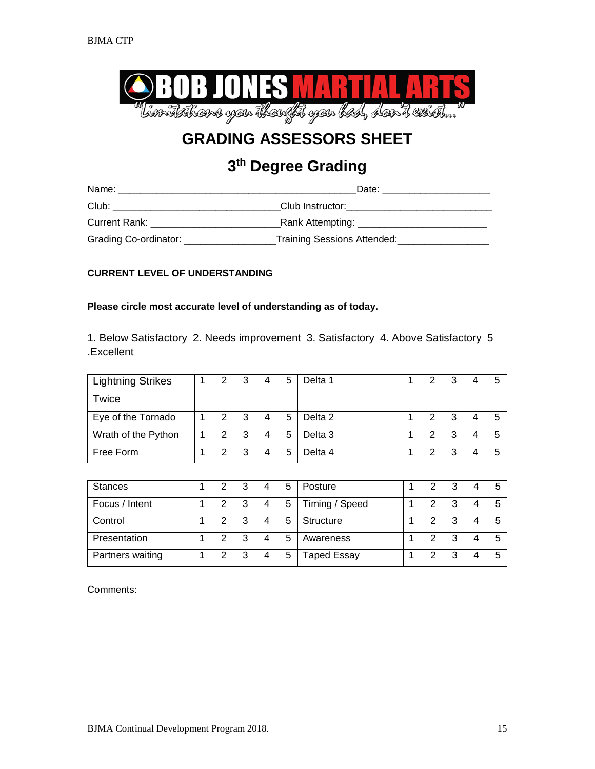BOB JONES MARTIAL ARTS

"Limitations you thought you had, don't exist..."

# GRADING ASSESSORS SHEET

## 3th Degree Grading

Name: ___________________________________________ Date: ___________________

Club: _______________________________ Club Instructor: __________________________

Current Rank: _______________________ Rank Attempting: _______________________

Grading Co-ordinator: ________________ Training Sessions Attended: ________________

**CURRENT LEVEL OF UNDERSTANDING**

**Please circle most accurate level of understanding as of today.**

1. Below Satisfactory 2. Needs improvement 3. Satisfactory 4. Above Satisfactory 5 .Excellent

| | | | | | | | | | | |
|---|---|---|---|---|---|---|---|---|---|---|
| Lightning Strikes Twice | 1 | 2 | 3 | 4 | 5 | Delta 1 | 1 | 2 | 3 | 4 | 5 |
| Eye of the Tornado | 1 | 2 | 3 | 4 | 5 | Delta 2 | 1 | 2 | 3 | 4 | 5 |
| Wrath of the Python | 1 | 2 | 3 | 4 | 5 | Delta 3 | 1 | 2 | 3 | 4 | 5 |
| Free Form | 1 | 2 | 3 | 4 | 5 | Delta 4 | 1 | 2 | 3 | 4 | 5 |

| | | | | | | | | | | | |
|---|---|---|---|---|---|---|---|---|---|---|---|
| Stances | 1 | 2 | 3 | 4 | 5 | Posture | 1 | 2 | 3 | 4 | 5 |
| Focus / Intent | 1 | 2 | 3 | 4 | 5 | Timing / Speed | 1 | 2 | 3 | 4 | 5 |
| Control | 1 | 2 | 3 | 4 | 5 | Structure | 1 | 2 | 3 | 4 | 5 |
| Presentation | 1 | 2 | 3 | 4 | 5 | Awareness | 1 | 2 | 3 | 4 | 5 |
| Partners waiting | 1 | 2 | 3 | 4 | 5 | Taped Essay | 1 | 2 | 3 | 4 | 5 |

Comments: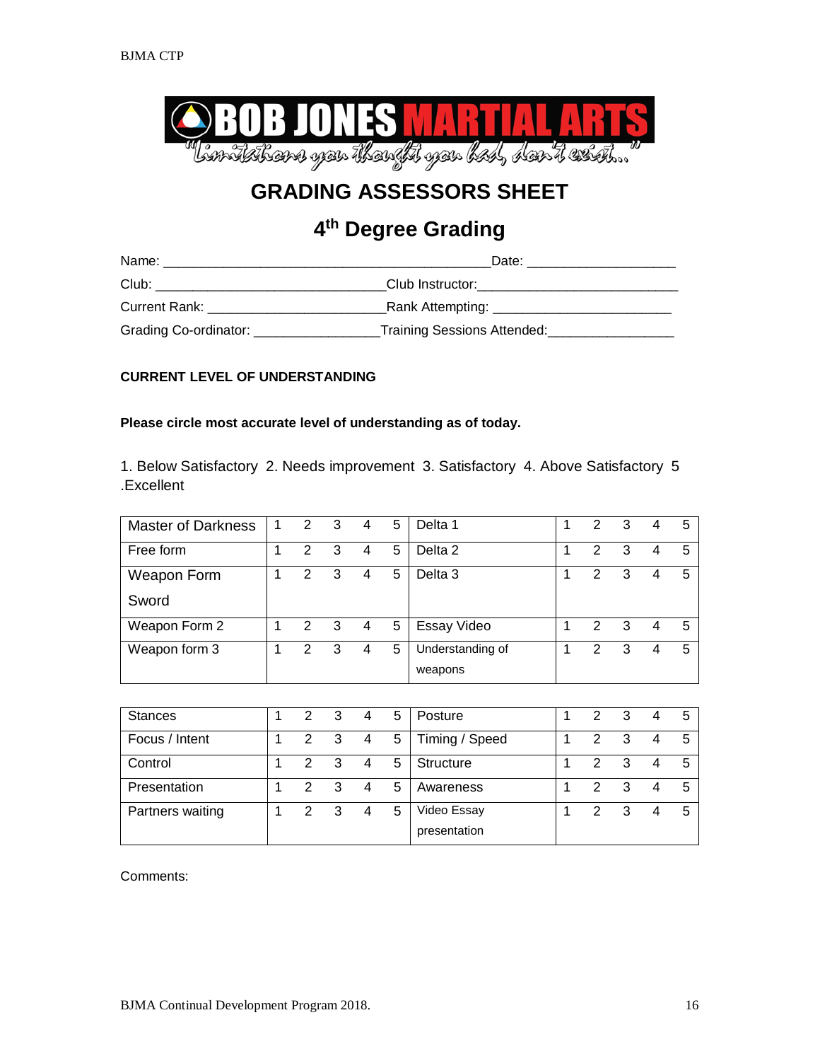BOB JONES MARTIAL ARTS

"Limitations you thought you had, don't exist..."

## GRADING ASSESSORS SHEET

## 4th Degree Grading

Name: ____________________________________________Date: ___________________

Club: ______________________________Club Instructor:__________________________

Current Rank: ______________________Rank Attempting: ______________________

Grading Co-ordinator: ________________Training Sessions Attended:________________

**CURRENT LEVEL OF UNDERSTANDING**

**Please circle most accurate level of understanding as of today.**

1. Below Satisfactory 2. Needs improvement 3. Satisfactory 4. Above Satisfactory 5 .Excellent

| | | | | | | | | | | |
|---|---|---|---|---|---|---|---|---|---|---|
| Master of Darkness | 1 | 2 | 3 | 4 | 5 | Delta 1 | 1 | 2 | 3 | 4 | 5 |
| Free form | 1 | 2 | 3 | 4 | 5 | Delta 2 | 1 | 2 | 3 | 4 | 5 |
| Weapon Form Sword | 1 | 2 | 3 | 4 | 5 | Delta 3 | 1 | 2 | 3 | 4 | 5 |
| Weapon Form 2 | 1 | 2 | 3 | 4 | 5 | Essay Video | 1 | 2 | 3 | 4 | 5 |
| Weapon form 3 | 1 | 2 | 3 | 4 | 5 | Understanding of weapons | 1 | 2 | 3 | 4 | 5 |

| | | | | | | | | | | |
|---|---|---|---|---|---|---|---|---|---|---|
| Stances | 1 | 2 | 3 | 4 | 5 | Posture | 1 | 2 | 3 | 4 | 5 |
| Focus / Intent | 1 | 2 | 3 | 4 | 5 | Timing / Speed | 1 | 2 | 3 | 4 | 5 |
| Control | 1 | 2 | 3 | 4 | 5 | Structure | 1 | 2 | 3 | 4 | 5 |
| Presentation | 1 | 2 | 3 | 4 | 5 | Awareness | 1 | 2 | 3 | 4 | 5 |
| Partners waiting | 1 | 2 | 3 | 4 | 5 | Video Essay presentation | 1 | 2 | 3 | 4 | 5 |

Comments: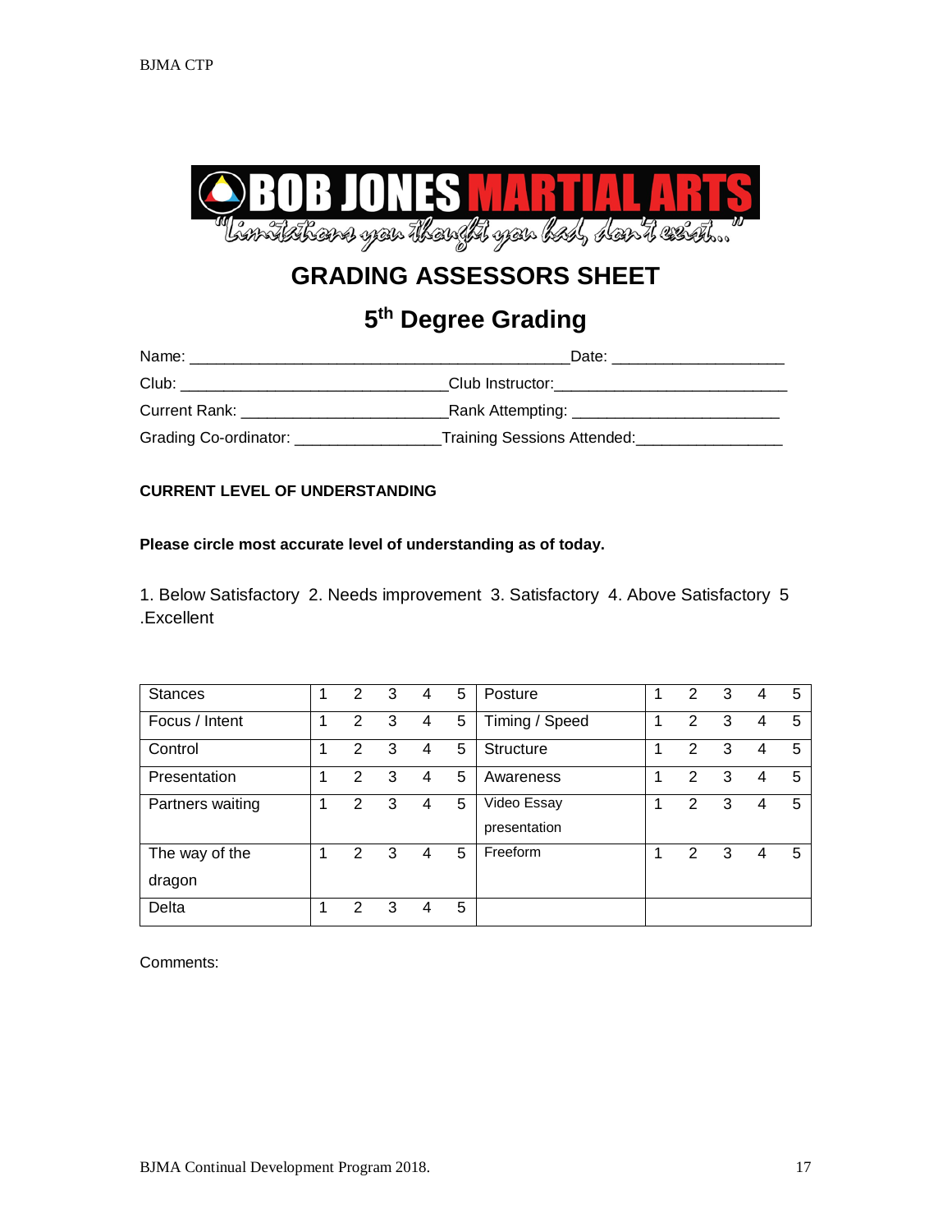BOB JONES MARTIAL ARTS

"Limitations you thought you had, don't exist..."

# GRADING ASSESSORS SHEET

## 5th Degree Grading

Name: ___________________________________________Date: ___________________

Club: ______________________________Club Instructor:_________________________

Current Rank: _______________________Rank Attempting: _______________________

Grading Co-ordinator: ________________Training Sessions Attended:________________

**CURRENT LEVEL OF UNDERSTANDING**

**Please circle most accurate level of understanding as of today.**

1. Below Satisfactory 2. Needs improvement 3. Satisfactory 4. Above Satisfactory 5 .Excellent

| | | | | | | | | | | | |
|---|---|---|---|---|---|---|---|---|---|---|---|
| Stances | 1 | 2 | 3 | 4 | 5 | Posture | 1 | 2 | 3 | 4 | 5 |
| Focus / Intent | 1 | 2 | 3 | 4 | 5 | Timing / Speed | 1 | 2 | 3 | 4 | 5 |
| Control | 1 | 2 | 3 | 4 | 5 | Structure | 1 | 2 | 3 | 4 | 5 |
| Presentation | 1 | 2 | 3 | 4 | 5 | Awareness | 1 | 2 | 3 | 4 | 5 |
| Partners waiting | 1 | 2 | 3 | 4 | 5 | Video Essay presentation | 1 | 2 | 3 | 4 | 5 |
| The way of the dragon | 1 | 2 | 3 | 4 | 5 | Freeform | 1 | 2 | 3 | 4 | 5 |
| Delta | 1 | 2 | 3 | 4 | 5 | | | | | | |

Comments: